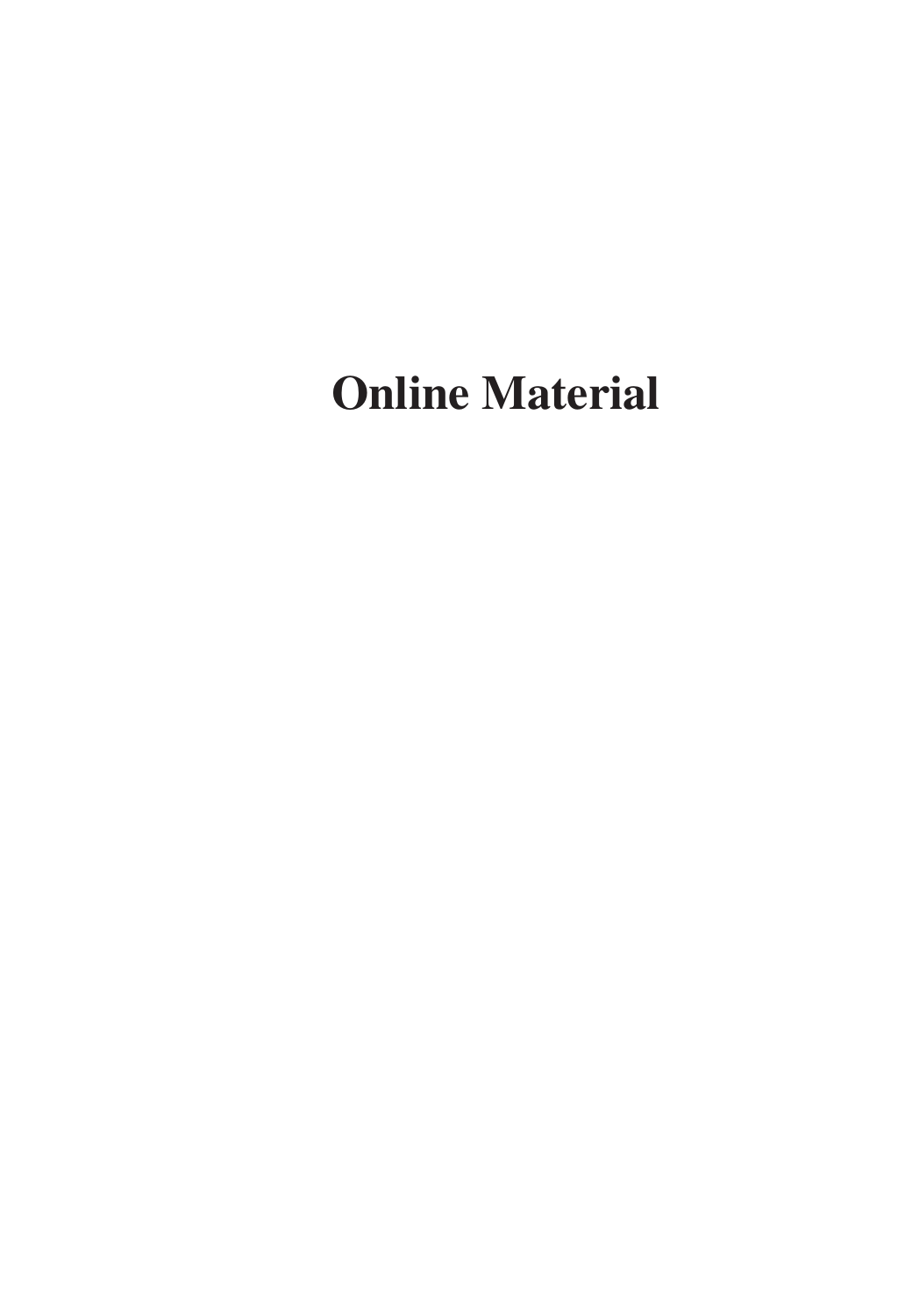# Online Material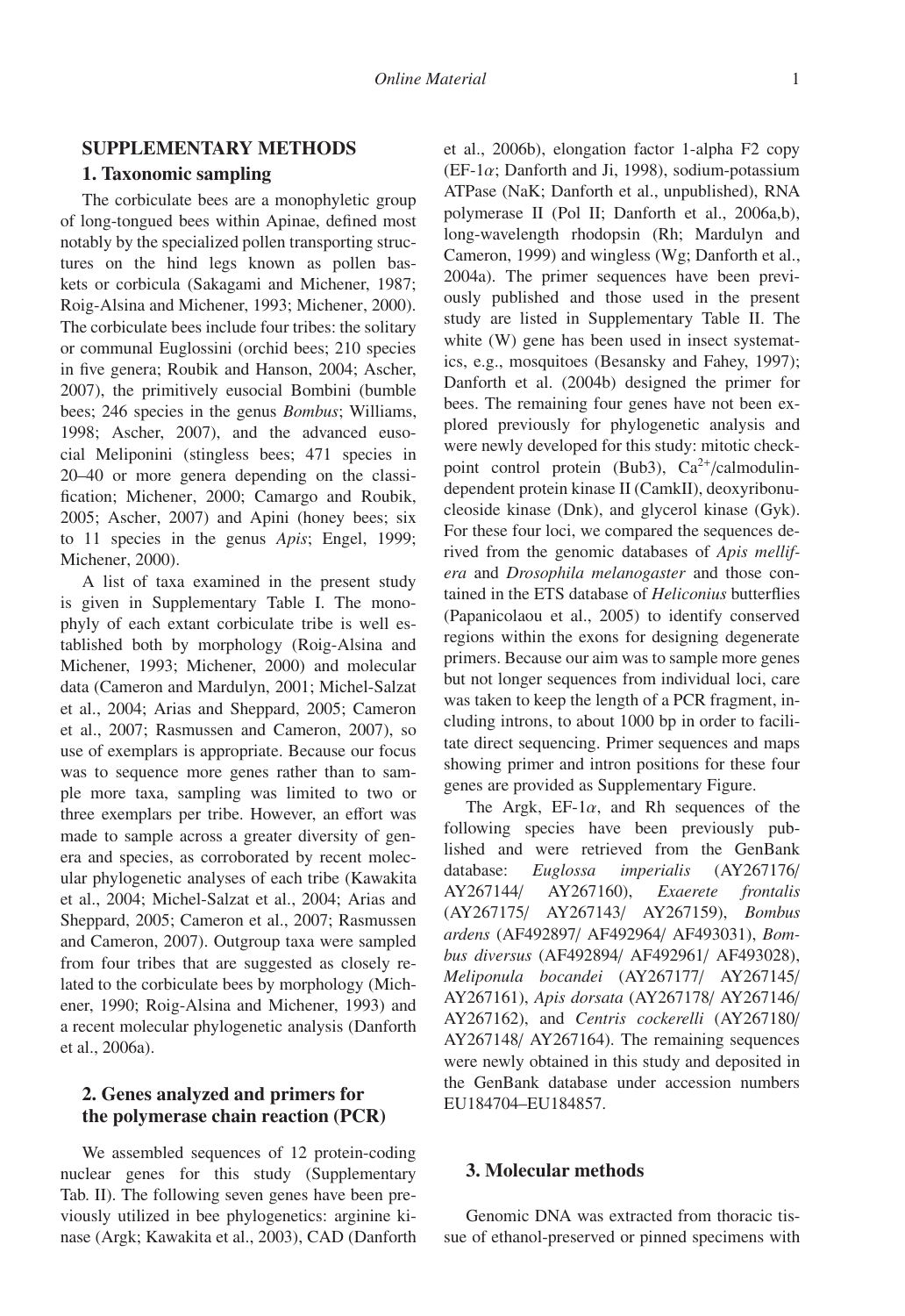## SUPPLEMENTARY METHODS

### 1. Taxonomic sampling

The corbiculate bees are a monophyletic group of long-tongued bees within Apinae, defined most notably by the specialized pollen transporting structures on the hind legs known as pollen baskets or corbicula (Sakagami and Michener, 1987; Roig-Alsina and Michener, 1993; Michener, 2000). The corbiculate bees include four tribes: the solitary or communal Euglossini (orchid bees; 210 species in five genera; Roubik and Hanson, 2004; Ascher, 2007), the primitively eusocial Bombini (bumble bees; 246 species in the genus *Bombus*; Williams, 1998; Ascher, 2007), and the advanced eusocial Meliponini (stingless bees; 471 species in 20–40 or more genera depending on the classification; Michener, 2000; Camargo and Roubik, 2005; Ascher, 2007) and Apini (honey bees; six to 11 species in the genus *Apis*; Engel, 1999; Michener, 2000).

A list of taxa examined in the present study is given in Supplementary Table I. The monophyly of each extant corbiculate tribe is well established both by morphology (Roig-Alsina and Michener, 1993; Michener, 2000) and molecular data (Cameron and Mardulyn, 2001; Michel-Salzat et al., 2004; Arias and Sheppard, 2005; Cameron et al., 2007; Rasmussen and Cameron, 2007), so use of exemplars is appropriate. Because our focus was to sequence more genes rather than to sample more taxa, sampling was limited to two or three exemplars per tribe. However, an effort was made to sample across a greater diversity of genera and species, as corroborated by recent molecular phylogenetic analyses of each tribe (Kawakita et al., 2004; Michel-Salzat et al., 2004; Arias and Sheppard, 2005; Cameron et al., 2007; Rasmussen and Cameron, 2007). Outgroup taxa were sampled from four tribes that are suggested as closely related to the corbiculate bees by morphology (Michener, 1990; Roig-Alsina and Michener, 1993) and a recent molecular phylogenetic analysis (Danforth et al., 2006a).

### 2. Genes analyzed and primers for the polymerase chain reaction (PCR)

We assembled sequences of 12 protein-coding nuclear genes for this study (Supplementary Tab. II). The following seven genes have been previously utilized in bee phylogenetics: arginine kinase (Argk; Kawakita et al., 2003), CAD (Danforth et al., 2006b), elongation factor 1-alpha F2 copy (EF-1$\alpha$; Danforth and Ji, 1998), sodium-potassium ATPase (NaK; Danforth et al., unpublished), RNA polymerase II (Pol II; Danforth et al., 2006a,b), long-wavelength rhodopsin (Rh; Mardulyn and Cameron, 1999) and wingless (Wg; Danforth et al., 2004a). The primer sequences have been previously published and those used in the present study are listed in Supplementary Table II. The white (W) gene has been used in insect systematics, e.g., mosquitoes (Besansky and Fahey, 1997); Danforth et al. (2004b) designed the primer for bees. The remaining four genes have not been explored previously for phylogenetic analysis and were newly developed for this study: mitotic checkpoint control protein (Bub3), $Ca^{2+}$/calmodulin-dependent protein kinase II (CamkII), deoxyribonucleoside kinase (Dnk), and glycerol kinase (Gyk). For these four loci, we compared the sequences derived from the genomic databases of *Apis mellifera* and *Drosophila melanogaster* and those contained in the ETS database of *Heliconius* butterflies (Papanicolaou et al., 2005) to identify conserved regions within the exons for designing degenerate primers. Because our aim was to sample more genes but not longer sequences from individual loci, care was taken to keep the length of a PCR fragment, including introns, to about 1000 bp in order to facilitate direct sequencing. Primer sequences and maps showing primer and intron positions for these four genes are provided as Supplementary Figure.

The Argk, EF-1$\alpha$, and Rh sequences of the following species have been previously published and were retrieved from the GenBank database: *Euglossa imperialis* (AY267176/ AY267144/ AY267160), *Exaerete frontalis* (AY267175/ AY267143/ AY267159), *Bombus ardens* (AF492897/ AF492964/ AF493031), *Bombus diversus* (AF492894/ AF492961/ AF493028), *Meliponula bocandei* (AY267177/ AY267145/ AY267161), *Apis dorsata* (AY267178/ AY267146/ AY267162), and *Centris cockerelli* (AY267180/ AY267148/ AY267164). The remaining sequences were newly obtained in this study and deposited in the GenBank database under accession numbers EU184704–EU184857.

### 3. Molecular methods

Genomic DNA was extracted from thoracic tissue of ethanol-preserved or pinned specimens with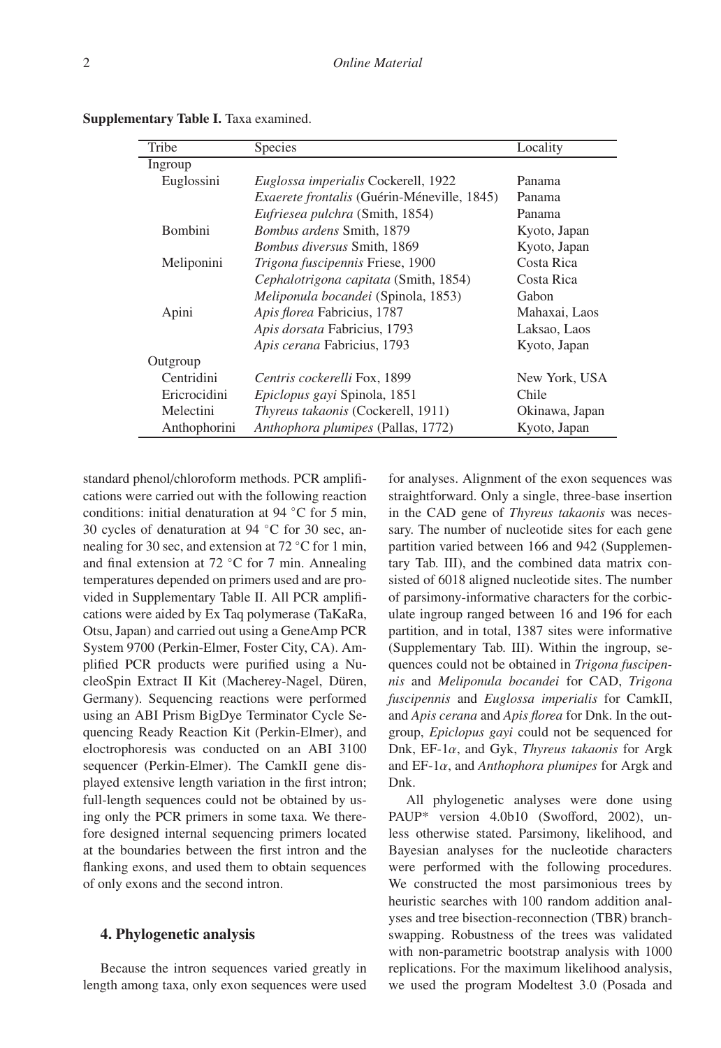**Supplementary Table I.** Taxa examined.

| Tribe | Species | Locality |
|---|---|---|
| Ingroup | | |
| Euglossini | *Euglossa imperialis* Cockerell, 1922 | Panama |
| | *Exaerete frontalis* (Guérin-Méneville, 1845) | Panama |
| | *Eufriesea pulchra* (Smith, 1854) | Panama |
| Bombini | *Bombus ardens* Smith, 1879 | Kyoto, Japan |
| | *Bombus diversus* Smith, 1869 | Kyoto, Japan |
| Meliponini | *Trigona fuscipennis* Friese, 1900 | Costa Rica |
| | *Cephalotrigona capitata* (Smith, 1854) | Costa Rica |
| | *Meliponula bocandei* (Spinola, 1853) | Gabon |
| Apini | *Apis florea* Fabricius, 1787 | Mahaxai, Laos |
| | *Apis dorsata* Fabricius, 1793 | Laksao, Laos |
| | *Apis cerana* Fabricius, 1793 | Kyoto, Japan |
| Outgroup | | |
| Centridini | *Centris cockerelli* Fox, 1899 | New York, USA |
| Ericrocidini | *Epiclopus gayi* Spinola, 1851 | Chile |
| Melectini | *Thyreus takaonis* (Cockerell, 1911) | Okinawa, Japan |
| Anthophorini | *Anthophora plumipes* (Pallas, 1772) | Kyoto, Japan |

standard phenol/chloroform methods. PCR amplifications were carried out with the following reaction conditions: initial denaturation at 94 °C for 5 min, 30 cycles of denaturation at 94 °C for 30 sec, annealing for 30 sec, and extension at 72 °C for 1 min, and final extension at 72 °C for 7 min. Annealing temperatures depended on primers used and are provided in Supplementary Table II. All PCR amplifications were aided by Ex Taq polymerase (TaKaRa, Otsu, Japan) and carried out using a GeneAmp PCR System 9700 (Perkin-Elmer, Foster City, CA). Amplified PCR products were purified using a NucleoSpin Extract II Kit (Macherey-Nagel, Düren, Germany). Sequencing reactions were performed using an ABI Prism BigDye Terminator Cycle Sequencing Ready Reaction Kit (Perkin-Elmer), and eloctrophoresis was conducted on an ABI 3100 sequencer (Perkin-Elmer). The CamkII gene displayed extensive length variation in the first intron; full-length sequences could not be obtained by using only the PCR primers in some taxa. We therefore designed internal sequencing primers located at the boundaries between the first intron and the flanking exons, and used them to obtain sequences of only exons and the second intron.

## 4. Phylogenetic analysis

Because the intron sequences varied greatly in length among taxa, only exon sequences were used for analyses. Alignment of the exon sequences was straightforward. Only a single, three-base insertion in the CAD gene of *Thyreus takaonis* was necessary. The number of nucleotide sites for each gene partition varied between 166 and 942 (Supplementary Tab. III), and the combined data matrix consisted of 6018 aligned nucleotide sites. The number of parsimony-informative characters for the corbiculate ingroup ranged between 16 and 196 for each partition, and in total, 1387 sites were informative (Supplementary Tab. III). Within the ingroup, sequences could not be obtained in *Trigona fuscipennis* and *Meliponula bocandei* for CAD, *Trigona fuscipennis* and *Euglossa imperialis* for CamkII, and *Apis cerana* and *Apis florea* for Dnk. In the outgroup, *Epiclopus gayi* could not be sequenced for Dnk, EF-1$\alpha$, and Gyk, *Thyreus takaonis* for Argk and EF-1$\alpha$, and *Anthophora plumipes* for Argk and Dnk.

All phylogenetic analyses were done using PAUP* version 4.0b10 (Swofford, 2002), unless otherwise stated. Parsimony, likelihood, and Bayesian analyses for the nucleotide characters were performed with the following procedures. We constructed the most parsimonious trees by heuristic searches with 100 random addition analyses and tree bisection-reconnection (TBR) branch-swapping. Robustness of the trees was validated with non-parametric bootstrap analysis with 1000 replications. For the maximum likelihood analysis, we used the program Modeltest 3.0 (Posada and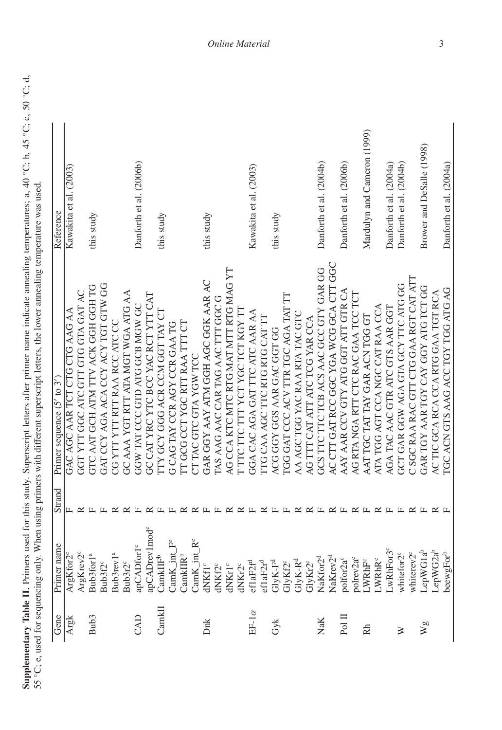**Supplementary Table II.** Primers used for this study. Superscript letters after primer name indicate annealing temperatures; a, 40 °C; b, 45 °C; c, 50 °C; d, 55 °C; e, used for sequencing only. When using primers with different superscript letters, the lower annealing temperature was used.

| Gene | Primer name | Strand | Primer sequence (5′ to 3′) | Reference |
|---|---|---|---|---|
| Argk | ArgKfor2[c] | F | GAC AGC AAR TCT CTG CTG AAG AA | Kawakita et al. (2003) |
| | ArgKrev2[c] | R | GGT YTT GGC ATC GTT GTG GTA GAT AC | |
| Bub3 | Bub3for1[a] | F | GTC AAT GCH ATM TTV ACK GGH GGH TG | this study |
| | Bub3f2[c] | F | GAT CCY AGA ACA CCY ACY TGT GTW GG | |
| | Bub3rev1[a] | R | CG YTT YTT RTT RAA RCC ATC CC | |
| | Bub3r2[c] | R | GC AAA YGT RTT ATA MGT WGA ATG AA | |
| CAD | apCADfor1[c] | F | GGW TAT CCC GTD ATG GCB MGW GC | Danforth et al. (2006b) |
| | apCADrev1mod[c] | R | GC CAT YRC YTC BCC YAC RCT YTT CAT | |
| CamkII | CamkIIF[b] | F | TTY GCY GGG ACR CCM GGT TAY CT | this study |
| | CamK_int_F[e] | F | G CAG TAY CCR AGY CCR GAA TG | |
| | CamkIIR[b] | R | TT GCG CCT YGC RTT RAA TTT CT | |
| | CamK_int_R[e] | R | CT TAC GTC GTA YGW TCC | |
| Dnk | dNKf1[c] | F | GAR GGY AAY ATM GGH AGC GGK AAR AC | this study |
| | dNKf2[c] | F | TAS AAG AAC CAR TAG AAC TTT GGC G | |
| | dNKr1[c] | R | AG CCA KTC MTC RTG MAT MTT RTG MAG YT | |
| | dNKr2[c] | R | T TTC TTC TTT YCT YGC TCT KGY TT | |
| EF-1α | ef1aF2f[d] | F | GGA CAC AGA GAT TTC ATC AAR AA | Kawakita et al. (2003) |
| | ef1aF2r[d] | R | TTG CAA AGC TTC RTG RTG CAT TT | |
| Gyk | GlyK-F[d] | F | ACG GGY GGS AAR GAC GGT GG | this study |
| | GlyKf2[c] | F | TGG GAT CCC ACV TTR TGC AGA TAT TT | |
| | GlyK-R[d] | R | AA AGC TGG YAC RAA RTA TAC GTC | |
| | GlyKr2[c] | R | AG TTT CAT ATT ATC TCG YAR CCA | |
| NaK | NaKfor2[d] | F | GCS TTC TTC TCB ACS AAC GCC GTY GAR GG | Danforth et al. (2004b) |
| | NaKrev2[d] | R | AC CTT GAT RCC GGC YGA WCG GCA CTT GGC | |
| Pol II | polfor2a[c] | F | AAY AAR CCV GTY ATG GGT ATT GTR CA | Danforth et al. (2006b) |
| | polrev2a[c] | R | AG RTA NGA RTT CTC RAC GAA TCC TCT | |
| Rh | LWRhF[c] | F | AAT TGC TAT TAY GAR ACN TGG GT | Mardulyn and Cameron (1999) |
| | LWRhR[c] | R | ATA TGG AGT CCA NGC CAT RAA CCA | |
| | LwRhFor3[c] | F | AGA TAC AAC GTR ATC GTS AAR GGT | Danforth et al. (2004a) |
| W | whitefor2[c] | F | GCT GAR GGW AGA GTA GCY TTC ATG GG | Danforth et al. (2004b) |
| | whiterev2[c] | R | C SGC RAA RAC GTT CTG GAA RGT CAT ATT | |
| Wg | LepWG1a[b] | F | GAR TGY AAR TGY CAY GGY ATG TCT GG | Brower and DeSalle (1998) |
| | LepWG2a[b] | R | AC TIC GCA RCA CCA RTG GAA TGT RCA | |
| | beewgFor[b] | F | TGC ACN GTS AAG ACC TGY TGG ATG AG | Danforth et al. (2004a) |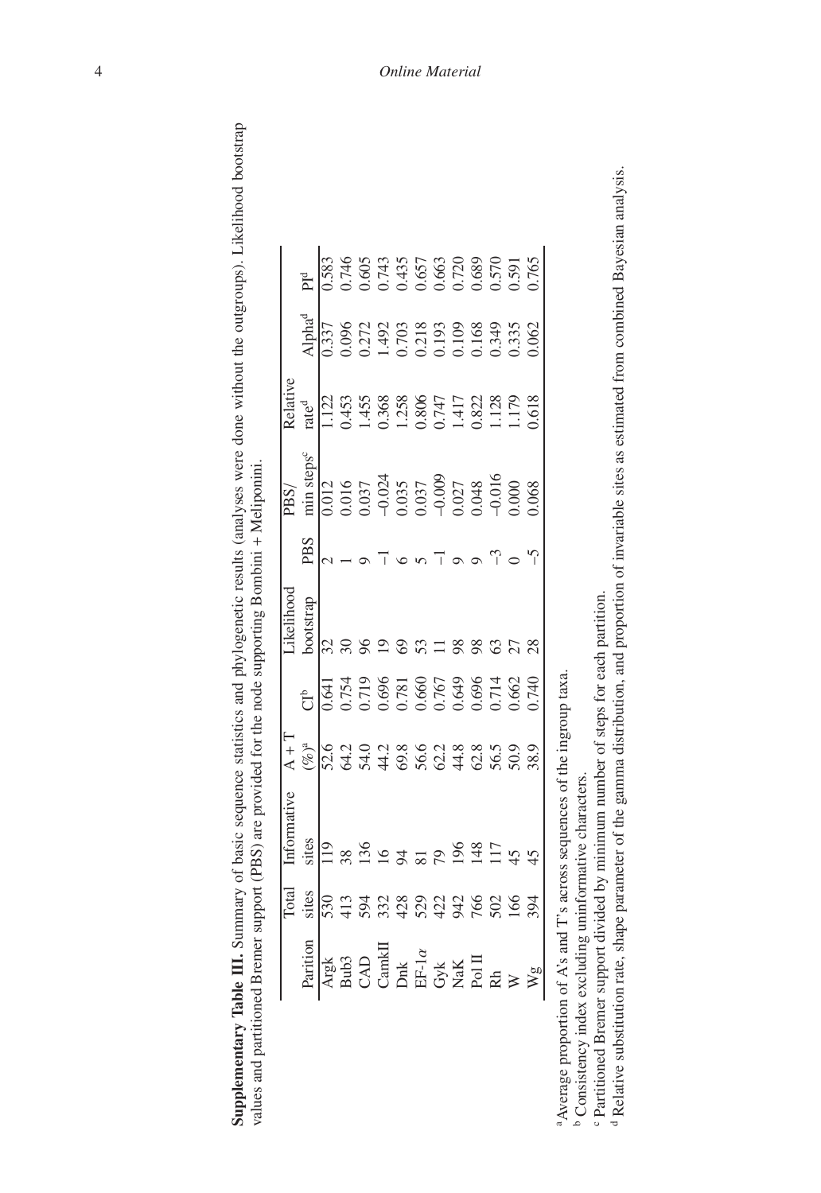**Supplementary Table III.** Summary of basic sequence statistics and phylogenetic results (analyses were done without the outgroups). Likelihood bootstrap values and partitioned Bremer support (PBS) are provided for the node supporting Bombini + Meliponini.

| Parition | Total sites | Informative sites | A + T (%)[a] | CI[b] | Likelihood bootstrap | PBS | PBS/ min steps[c] | Relative rate[d] | Alpha[d] | PI[d] |
|---|---|---|---|---|---|---|---|---|---|---|
| Argk | 530 | 119 | 52.6 | 0.641 | 32 | 2 | 0.012 | 1.122 | 0.337 | 0.583 |
| Bub3 | 413 | 38 | 64.2 | 0.754 | 30 | 1 | 0.016 | 0.453 | 0.096 | 0.746 |
| CAD | 594 | 136 | 54.0 | 0.719 | 96 | 9 | 0.037 | 1.455 | 0.272 | 0.605 |
| CamkII | 332 | 16 | 44.2 | 0.696 | 19 | −1 | −0.024 | 0.368 | 1.492 | 0.743 |
| Dnk | 428 | 94 | 69.8 | 0.781 | 69 | 6 | 0.035 | 1.258 | 0.703 | 0.435 |
| EF-1$\alpha$ | 529 | 81 | 56.6 | 0.660 | 53 | 5 | 0.037 | 0.806 | 0.218 | 0.657 |
| Gyk | 422 | 79 | 62.2 | 0.767 | 11 | −1 | −0.009 | 0.747 | 0.193 | 0.663 |
| NaK | 942 | 196 | 44.8 | 0.649 | 98 | 9 | 0.027 | 1.417 | 0.109 | 0.720 |
| Pol II | 766 | 148 | 62.8 | 0.696 | 98 | 9 | 0.048 | 0.822 | 0.168 | 0.689 |
| Rh | 502 | 117 | 56.5 | 0.714 | 63 | −3 | −0.016 | 1.128 | 0.349 | 0.570 |
| W | 166 | 45 | 50.9 | 0.662 | 27 | 0 | 0.000 | 1.179 | 0.335 | 0.591 |
| Wg | 394 | 45 | 38.9 | 0.740 | 28 | −5 | 0.068 | 0.618 | 0.062 | 0.765 |

[a] Average proportion of A's and T's across sequences of the ingroup taxa.
[b] Consistency index excluding uninformative characters.
[c] Partitioned Bremer support divided by minimum number of steps for each partition.
[d] Relative substitution rate, shape parameter of the gamma distribution, and proportion of invariable sites as estimated from combined Bayesian analysis.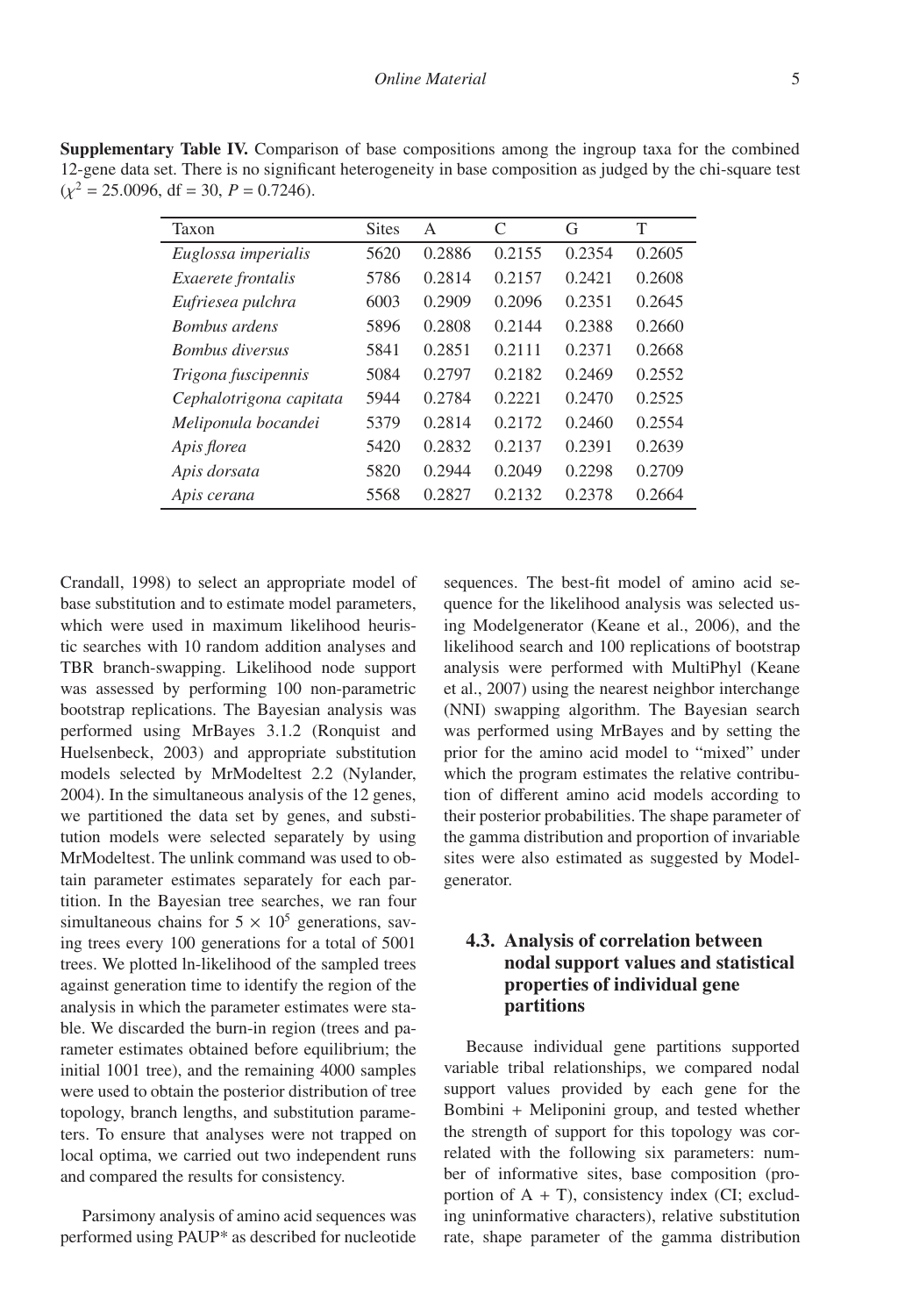**Supplementary Table IV.** Comparison of base compositions among the ingroup taxa for the combined 12-gene data set. There is no significant heterogeneity in base composition as judged by the chi-square test ($\chi^2 = 25.0096$, df = 30, $P = 0.7246$).

| Taxon | Sites | A | C | G | T |
|---|---|---|---|---|---|
| *Euglossa imperialis* | 5620 | 0.2886 | 0.2155 | 0.2354 | 0.2605 |
| *Exaerete frontalis* | 5786 | 0.2814 | 0.2157 | 0.2421 | 0.2608 |
| *Eufriesea pulchra* | 6003 | 0.2909 | 0.2096 | 0.2351 | 0.2645 |
| *Bombus ardens* | 5896 | 0.2808 | 0.2144 | 0.2388 | 0.2660 |
| *Bombus diversus* | 5841 | 0.2851 | 0.2111 | 0.2371 | 0.2668 |
| *Trigona fuscipennis* | 5084 | 0.2797 | 0.2182 | 0.2469 | 0.2552 |
| *Cephalotrigona capitata* | 5944 | 0.2784 | 0.2221 | 0.2470 | 0.2525 |
| *Meliponula bocandei* | 5379 | 0.2814 | 0.2172 | 0.2460 | 0.2554 |
| *Apis florea* | 5420 | 0.2832 | 0.2137 | 0.2391 | 0.2639 |
| *Apis dorsata* | 5820 | 0.2944 | 0.2049 | 0.2298 | 0.2709 |
| *Apis cerana* | 5568 | 0.2827 | 0.2132 | 0.2378 | 0.2664 |

Crandall, 1998) to select an appropriate model of base substitution and to estimate model parameters, which were used in maximum likelihood heuristic searches with 10 random addition analyses and TBR branch-swapping. Likelihood node support was assessed by performing 100 non-parametric bootstrap replications. The Bayesian analysis was performed using MrBayes 3.1.2 (Ronquist and Huelsenbeck, 2003) and appropriate substitution models selected by MrModeltest 2.2 (Nylander, 2004). In the simultaneous analysis of the 12 genes, we partitioned the data set by genes, and substitution models were selected separately by using MrModeltest. The unlink command was used to obtain parameter estimates separately for each partition. In the Bayesian tree searches, we ran four simultaneous chains for $5 \times 10^5$ generations, saving trees every 100 generations for a total of 5001 trees. We plotted ln-likelihood of the sampled trees against generation time to identify the region of the analysis in which the parameter estimates were stable. We discarded the burn-in region (trees and parameter estimates obtained before equilibrium; the initial 1001 tree), and the remaining 4000 samples were used to obtain the posterior distribution of tree topology, branch lengths, and substitution parameters. To ensure that analyses were not trapped on local optima, we carried out two independent runs and compared the results for consistency.

Parsimony analysis of amino acid sequences was performed using PAUP* as described for nucleotide sequences. The best-fit model of amino acid sequence for the likelihood analysis was selected using Modelgenerator (Keane et al., 2006), and the likelihood search and 100 replications of bootstrap analysis were performed with MultiPhyl (Keane et al., 2007) using the nearest neighbor interchange (NNI) swapping algorithm. The Bayesian search was performed using MrBayes and by setting the prior for the amino acid model to "mixed" under which the program estimates the relative contribution of different amino acid models according to their posterior probabilities. The shape parameter of the gamma distribution and proportion of invariable sites were also estimated as suggested by Modelgenerator.

### 4.3. Analysis of correlation between nodal support values and statistical properties of individual gene partitions

Because individual gene partitions supported variable tribal relationships, we compared nodal support values provided by each gene for the Bombini + Meliponini group, and tested whether the strength of support for this topology was correlated with the following six parameters: number of informative sites, base composition (proportion of A + T), consistency index (CI; excluding uninformative characters), relative substitution rate, shape parameter of the gamma distribution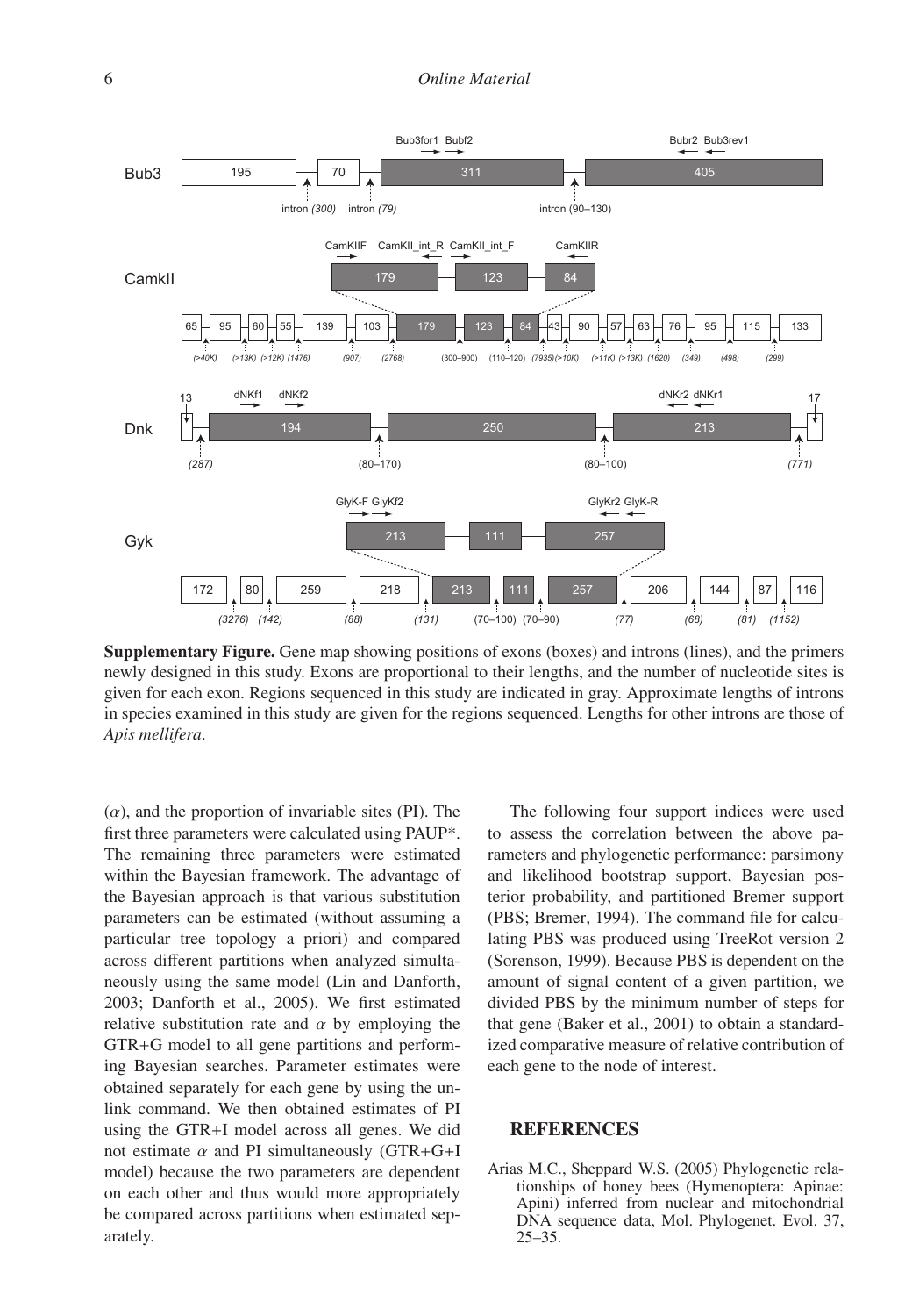Bub3

Bub3for1 Bubf2

Bubr2 Bub3rev1

195 70 311 405

intron (300) intron (79) intron (90–130)

CamkII

CamKIIF CamKII_int_R CamKII_int_F CamKIIR

179 123 84

65 95 60 55 139 103 179 123 84 43 90 57 63 76 95 115 133

(>40K) (>13K) (>12K) (1476) (907) (2768) (300–900) (110–120) (7935)(>10K) (>11K) (>13K) (1620) (349) (498) (299)

Dnk

13 dNKf1 dNKf2 dNKr2 dNKr1 17

194 250 213

(287) (80–170) (80–100) (771)

Gyk

GlyK-F GlyKf2 GlyKr2 GlyK-R

213 111 257

172 80 259 218 213 111 257 206 144 87 116

(3276) (142) (88) (131) (70–100) (70–90) (77) (68) (81) (1152)

**Supplementary Figure.** Gene map showing positions of exons (boxes) and introns (lines), and the primers newly designed in this study. Exons are proportional to their lengths, and the number of nucleotide sites is given for each exon. Regions sequenced in this study are indicated in gray. Approximate lengths of introns in species examined in this study are given for the regions sequenced. Lengths for other introns are those of *Apis mellifera*.

($\alpha$), and the proportion of invariable sites (PI). The first three parameters were calculated using PAUP*. The remaining three parameters were estimated within the Bayesian framework. The advantage of the Bayesian approach is that various substitution parameters can be estimated (without assuming a particular tree topology a priori) and compared across different partitions when analyzed simultaneously using the same model (Lin and Danforth, 2003; Danforth et al., 2005). We first estimated relative substitution rate and $\alpha$ by employing the GTR+G model to all gene partitions and performing Bayesian searches. Parameter estimates were obtained separately for each gene by using the unlink command. We then obtained estimates of PI using the GTR+I model across all genes. We did not estimate $\alpha$ and PI simultaneously (GTR+G+I model) because the two parameters are dependent on each other and thus would more appropriately be compared across partitions when estimated separately.

The following four support indices were used to assess the correlation between the above parameters and phylogenetic performance: parsimony and likelihood bootstrap support, Bayesian posterior probability, and partitioned Bremer support (PBS; Bremer, 1994). The command file for calculating PBS was produced using TreeRot version 2 (Sorenson, 1999). Because PBS is dependent on the amount of signal content of a given partition, we divided PBS by the minimum number of steps for that gene (Baker et al., 2001) to obtain a standardized comparative measure of relative contribution of each gene to the node of interest.

## REFERENCES

Arias M.C., Sheppard W.S. (2005) Phylogenetic relationships of honey bees (Hymenoptera: Apinae: Apini) inferred from nuclear and mitochondrial DNA sequence data, Mol. Phylogenet. Evol. 37, 25–35.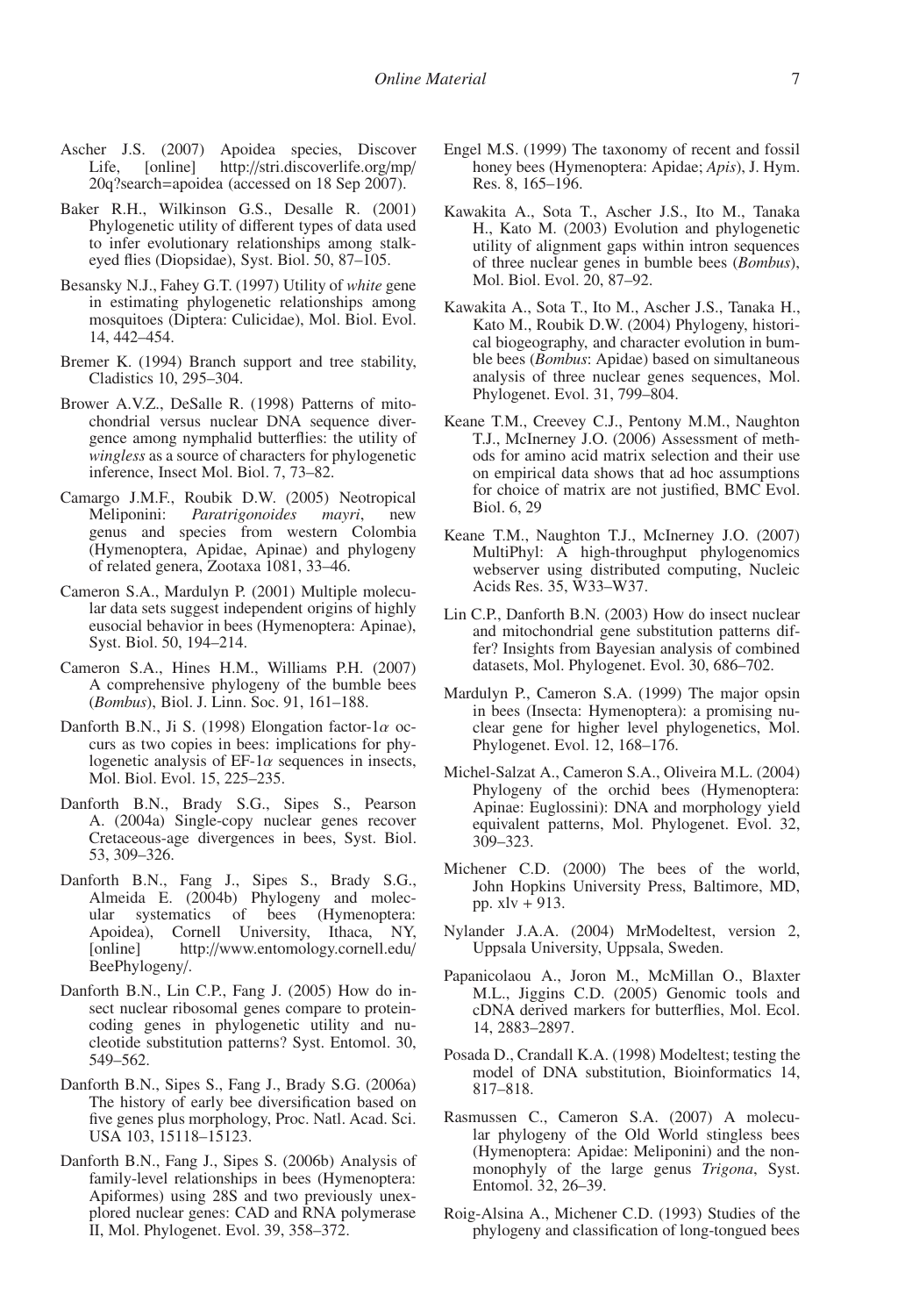Ascher J.S. (2007) Apoidea species, Discover Life, [online] http://stri.discoverlife.org/mp/20q?search=apoidea (accessed on 18 Sep 2007).

Baker R.H., Wilkinson G.S., Desalle R. (2001) Phylogenetic utility of different types of data used to infer evolutionary relationships among stalk-eyed flies (Diopsidae), Syst. Biol. 50, 87–105.

Besansky N.J., Fahey G.T. (1997) Utility of *white* gene in estimating phylogenetic relationships among mosquitoes (Diptera: Culicidae), Mol. Biol. Evol. 14, 442–454.

Bremer K. (1994) Branch support and tree stability, Cladistics 10, 295–304.

Brower A.V.Z., DeSalle R. (1998) Patterns of mitochondrial versus nuclear DNA sequence divergence among nymphalid butterflies: the utility of *wingless* as a source of characters for phylogenetic inference, Insect Mol. Biol. 7, 73–82.

Camargo J.M.F., Roubik D.W. (2005) Neotropical Meliponini: *Paratrigonoides mayri*, new genus and species from western Colombia (Hymenoptera, Apidae, Apinae) and phylogeny of related genera, Zootaxa 1081, 33–46.

Cameron S.A., Mardulyn P. (2001) Multiple molecular data sets suggest independent origins of highly eusocial behavior in bees (Hymenoptera: Apinae), Syst. Biol. 50, 194–214.

Cameron S.A., Hines H.M., Williams P.H. (2007) A comprehensive phylogeny of the bumble bees (*Bombus*), Biol. J. Linn. Soc. 91, 161–188.

Danforth B.N., Ji S. (1998) Elongation factor-1$\alpha$ occurs as two copies in bees: implications for phylogenetic analysis of EF-1$\alpha$ sequences in insects, Mol. Biol. Evol. 15, 225–235.

Danforth B.N., Brady S.G., Sipes S., Pearson A. (2004a) Single-copy nuclear genes recover Cretaceous-age divergences in bees, Syst. Biol. 53, 309–326.

Danforth B.N., Fang J., Sipes S., Brady S.G., Almeida E. (2004b) Phylogeny and molecular systematics of bees (Hymenoptera: Apoidea), Cornell University, Ithaca, NY, [online] http://www.entomology.cornell.edu/BeePhylogeny/.

Danforth B.N., Lin C.P., Fang J. (2005) How do insect nuclear ribosomal genes compare to protein-coding genes in phylogenetic utility and nucleotide substitution patterns? Syst. Entomol. 30, 549–562.

Danforth B.N., Sipes S., Fang J., Brady S.G. (2006a) The history of early bee diversification based on five genes plus morphology, Proc. Natl. Acad. Sci. USA 103, 15118–15123.

Danforth B.N., Fang J., Sipes S. (2006b) Analysis of family-level relationships in bees (Hymenoptera: Apiformes) using 28S and two previously unexplored nuclear genes: CAD and RNA polymerase II, Mol. Phylogenet. Evol. 39, 358–372.

Engel M.S. (1999) The taxonomy of recent and fossil honey bees (Hymenoptera: Apidae; *Apis*), J. Hym. Res. 8, 165–196.

Kawakita A., Sota T., Ascher J.S., Ito M., Tanaka H., Kato M. (2003) Evolution and phylogenetic utility of alignment gaps within intron sequences of three nuclear genes in bumble bees (*Bombus*), Mol. Biol. Evol. 20, 87–92.

Kawakita A., Sota T., Ito M., Ascher J.S., Tanaka H., Kato M., Roubik D.W. (2004) Phylogeny, historical biogeography, and character evolution in bumble bees (*Bombus*: Apidae) based on simultaneous analysis of three nuclear genes sequences, Mol. Phylogenet. Evol. 31, 799–804.

Keane T.M., Creevey C.J., Pentony M.M., Naughton T.J., McInerney J.O. (2006) Assessment of methods for amino acid matrix selection and their use on empirical data shows that ad hoc assumptions for choice of matrix are not justified, BMC Evol. Biol. 6, 29

Keane T.M., Naughton T.J., McInerney J.O. (2007) MultiPhyl: A high-throughput phylogenomics webserver using distributed computing, Nucleic Acids Res. 35, W33–W37.

Lin C.P., Danforth B.N. (2003) How do insect nuclear and mitochondrial gene substitution patterns differ? Insights from Bayesian analysis of combined datasets, Mol. Phylogenet. Evol. 30, 686–702.

Mardulyn P., Cameron S.A. (1999) The major opsin in bees (Insecta: Hymenoptera): a promising nuclear gene for higher level phylogenetics, Mol. Phylogenet. Evol. 12, 168–176.

Michel-Salzat A., Cameron S.A., Oliveira M.L. (2004) Phylogeny of the orchid bees (Hymenoptera: Apinae: Euglossini): DNA and morphology yield equivalent patterns, Mol. Phylogenet. Evol. 32, 309–323.

Michener C.D. (2000) The bees of the world, John Hopkins University Press, Baltimore, MD, pp. xlv + 913.

Nylander J.A.A. (2004) MrModeltest, version 2, Uppsala University, Uppsala, Sweden.

Papanicolaou A., Joron M., McMillan O., Blaxter M.L., Jiggins C.D. (2005) Genomic tools and cDNA derived markers for butterflies, Mol. Ecol. 14, 2883–2897.

Posada D., Crandall K.A. (1998) Modeltest; testing the model of DNA substitution, Bioinformatics 14, 817–818.

Rasmussen C., Cameron S.A. (2007) A molecular phylogeny of the Old World stingless bees (Hymenoptera: Apidae: Meliponini) and the non-monophyly of the large genus *Trigona*, Syst. Entomol. 32, 26–39.

Roig-Alsina A., Michener C.D. (1993) Studies of the phylogeny and classification of long-tongued bees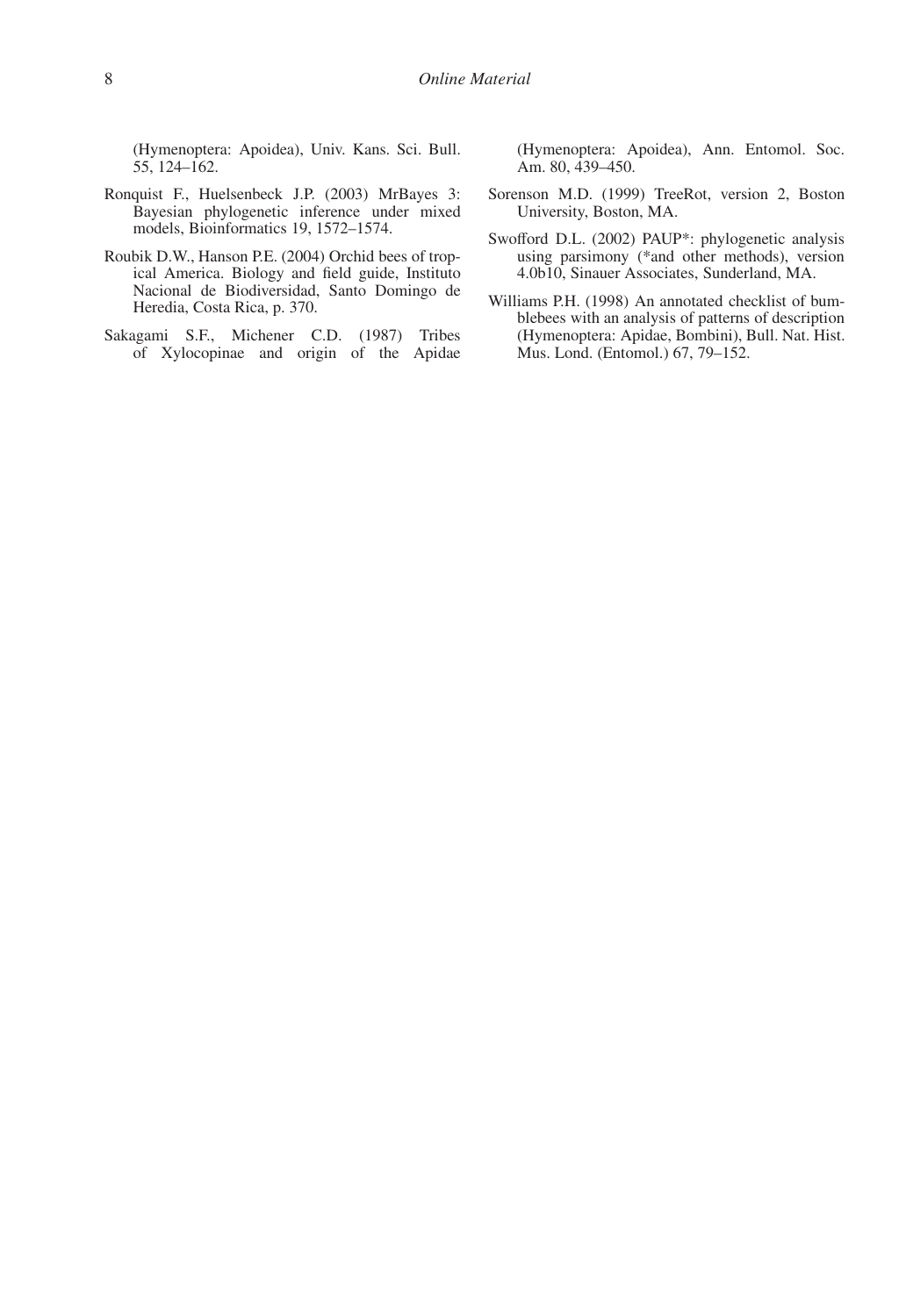(Hymenoptera: Apoidea), Univ. Kans. Sci. Bull. 55, 124–162.

Ronquist F., Huelsenbeck J.P. (2003) MrBayes 3: Bayesian phylogenetic inference under mixed models, Bioinformatics 19, 1572–1574.

Roubik D.W., Hanson P.E. (2004) Orchid bees of tropical America. Biology and field guide, Instituto Nacional de Biodiversidad, Santo Domingo de Heredia, Costa Rica, p. 370.

Sakagami S.F., Michener C.D. (1987) Tribes of Xylocopinae and origin of the Apidae (Hymenoptera: Apoidea), Ann. Entomol. Soc. Am. 80, 439–450.

Sorenson M.D. (1999) TreeRot, version 2, Boston University, Boston, MA.

Swofford D.L. (2002) PAUP*: phylogenetic analysis using parsimony (*and other methods), version 4.0b10, Sinauer Associates, Sunderland, MA.

Williams P.H. (1998) An annotated checklist of bumblebees with an analysis of patterns of description (Hymenoptera: Apidae, Bombini), Bull. Nat. Hist. Mus. Lond. (Entomol.) 67, 79–152.